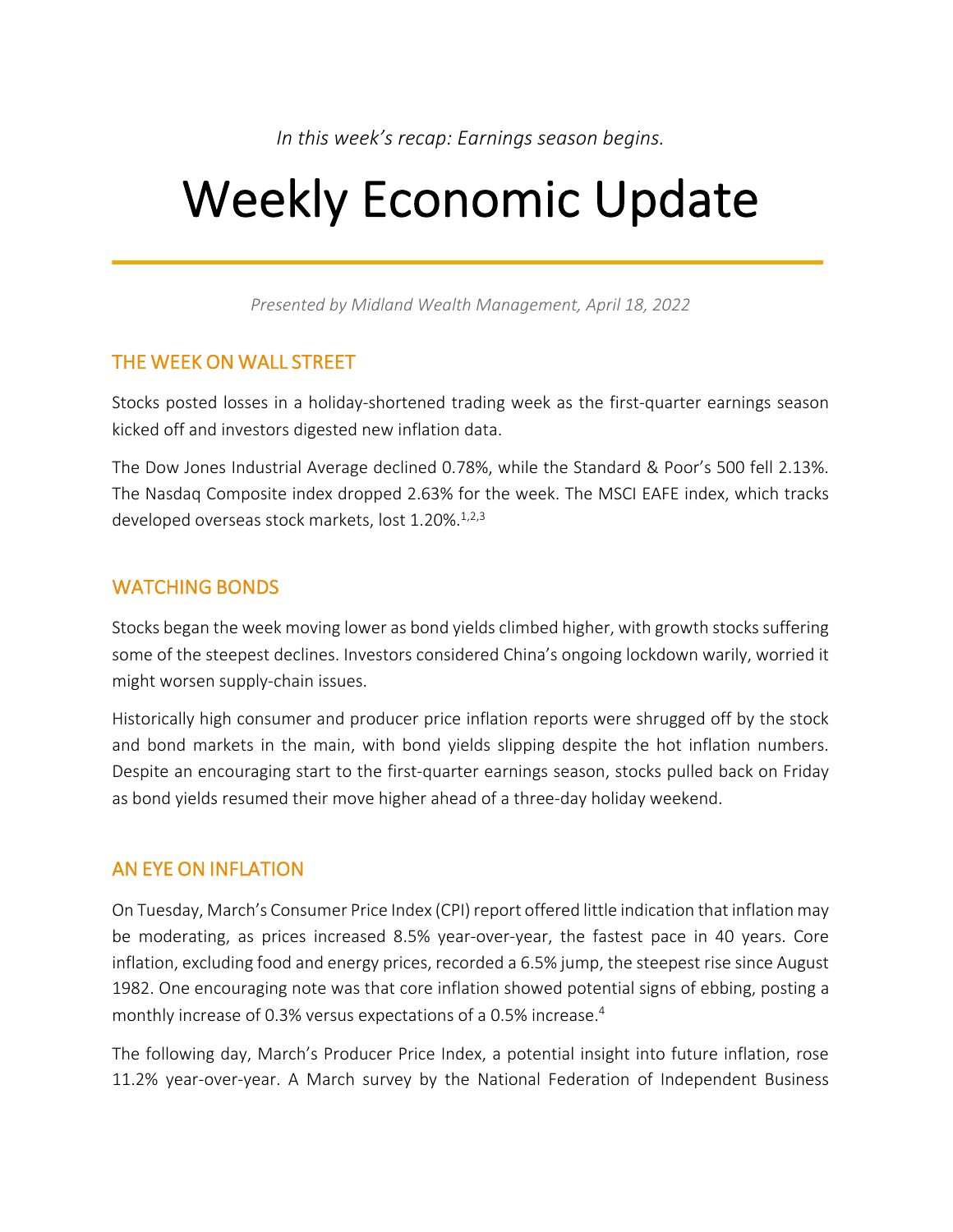*In this week's recap: Earnings season begins.*

# Weekly Economic Update

*Presented by Midland Wealth Management, April 18, 2022*

## THE WEEK ON WALL STREET

Stocks posted losses in a holiday-shortened trading week as the first-quarter earnings season kicked off and investors digested new inflation data.

The Dow Jones Industrial Average declined 0.78%, while the Standard & Poor's 500 fell 2.13%. The Nasdaq Composite index dropped 2.63% for the week. The MSCI EAFE index, which tracks developed overseas stock markets, lost 1.20%.[1,2,3]

## WATCHING BONDS

Stocks began the week moving lower as bond yields climbed higher, with growth stocks suffering some of the steepest declines. Investors considered China's ongoing lockdown warily, worried it might worsen supply-chain issues.

Historically high consumer and producer price inflation reports were shrugged off by the stock and bond markets in the main, with bond yields slipping despite the hot inflation numbers. Despite an encouraging start to the first-quarter earnings season, stocks pulled back on Friday as bond yields resumed their move higher ahead of a three-day holiday weekend.

## AN EYE ON INFLATION

On Tuesday, March's Consumer Price Index (CPI) report offered little indication that inflation may be moderating, as prices increased 8.5% year-over-year, the fastest pace in 40 years. Core inflation, excluding food and energy prices, recorded a 6.5% jump, the steepest rise since August 1982. One encouraging note was that core inflation showed potential signs of ebbing, posting a monthly increase of 0.3% versus expectations of a 0.5% increase.[4]

The following day, March's Producer Price Index, a potential insight into future inflation, rose 11.2% year-over-year. A March survey by the National Federation of Independent Business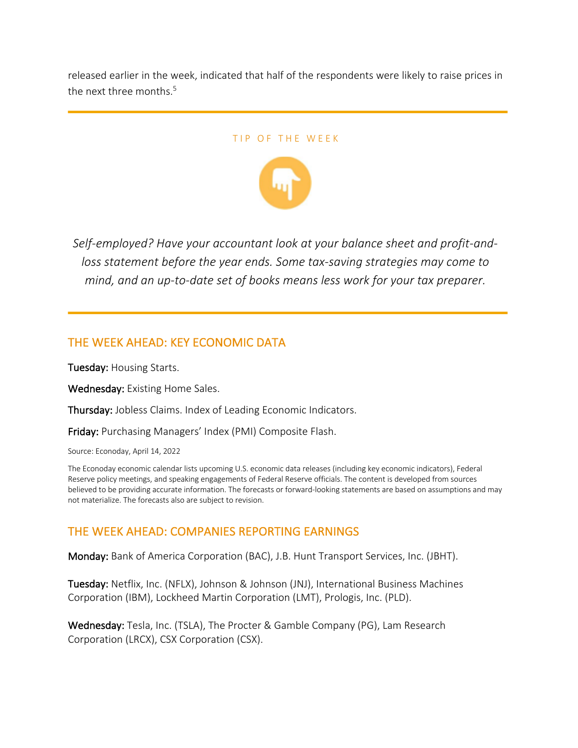released earlier in the week, indicated that half of the respondents were likely to raise prices in the next three months.[5]

---

TIP OF THE WEEK

*Self-employed? Have your accountant look at your balance sheet and profit-and-loss statement before the year ends. Some tax-saving strategies may come to mind, and an up-to-date set of books means less work for your tax preparer.*

---

## THE WEEK AHEAD: KEY ECONOMIC DATA

**Tuesday:** Housing Starts.

**Wednesday:** Existing Home Sales.

**Thursday:** Jobless Claims. Index of Leading Economic Indicators.

**Friday:** Purchasing Managers' Index (PMI) Composite Flash.

Source: Econoday, April 14, 2022

The Econoday economic calendar lists upcoming U.S. economic data releases (including key economic indicators), Federal Reserve policy meetings, and speaking engagements of Federal Reserve officials. The content is developed from sources believed to be providing accurate information. The forecasts or forward-looking statements are based on assumptions and may not materialize. The forecasts also are subject to revision.

## THE WEEK AHEAD: COMPANIES REPORTING EARNINGS

**Monday:** Bank of America Corporation (BAC), J.B. Hunt Transport Services, Inc. (JBHT).

**Tuesday:** Netflix, Inc. (NFLX), Johnson & Johnson (JNJ), International Business Machines Corporation (IBM), Lockheed Martin Corporation (LMT), Prologis, Inc. (PLD).

**Wednesday:** Tesla, Inc. (TSLA), The Procter & Gamble Company (PG), Lam Research Corporation (LRCX), CSX Corporation (CSX).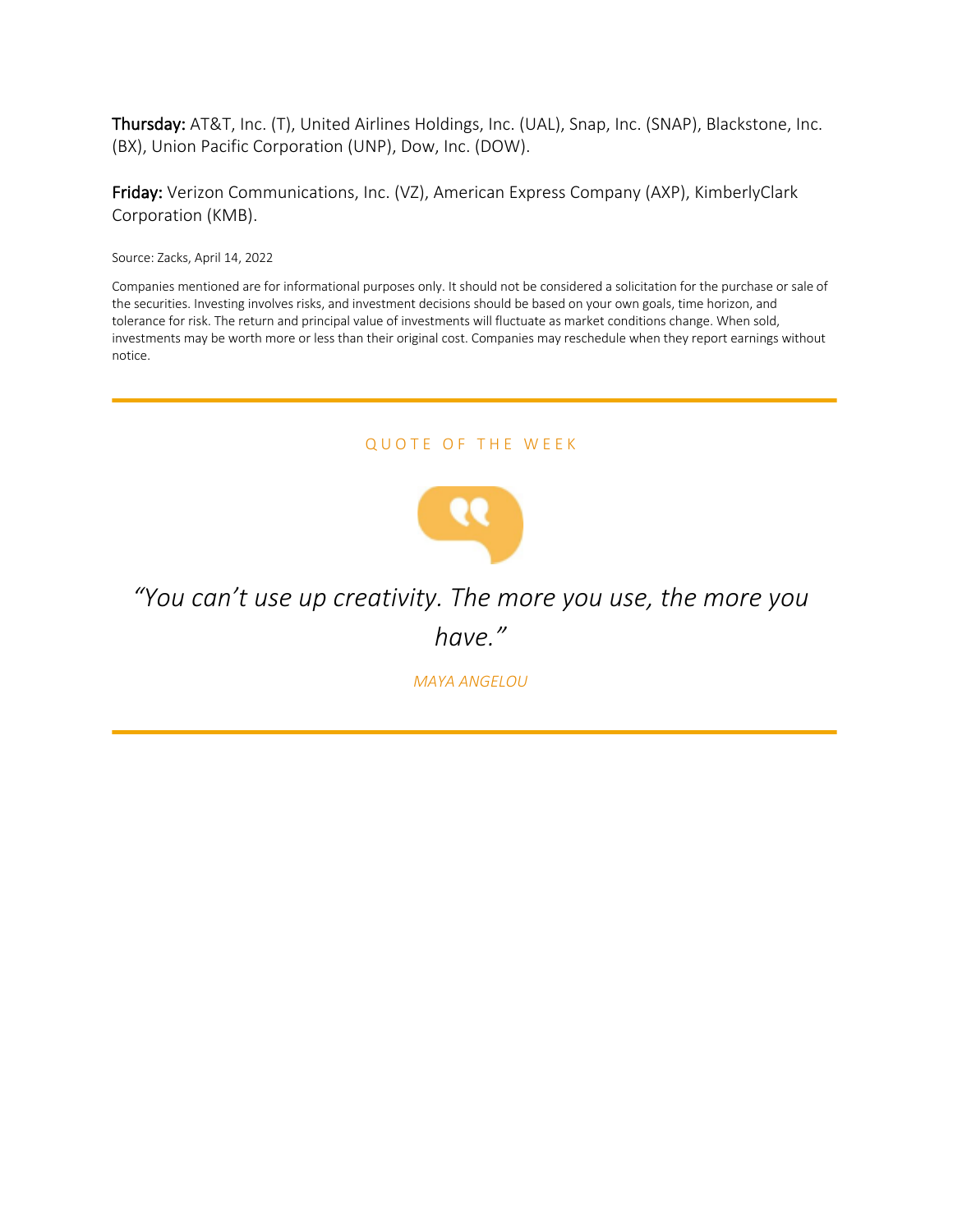**Thursday:** AT&T, Inc. (T), United Airlines Holdings, Inc. (UAL), Snap, Inc. (SNAP), Blackstone, Inc. (BX), Union Pacific Corporation (UNP), Dow, Inc. (DOW).

**Friday:** Verizon Communications, Inc. (VZ), American Express Company (AXP), KimberlyClark Corporation (KMB).

Source: Zacks, April 14, 2022

Companies mentioned are for informational purposes only. It should not be considered a solicitation for the purchase or sale of the securities. Investing involves risks, and investment decisions should be based on your own goals, time horizon, and tolerance for risk. The return and principal value of investments will fluctuate as market conditions change. When sold, investments may be worth more or less than their original cost. Companies may reschedule when they report earnings without notice.

---

## QUOTE OF THE WEEK

*"You can't use up creativity. The more you use, the more you have."*

*MAYA ANGELOU*

---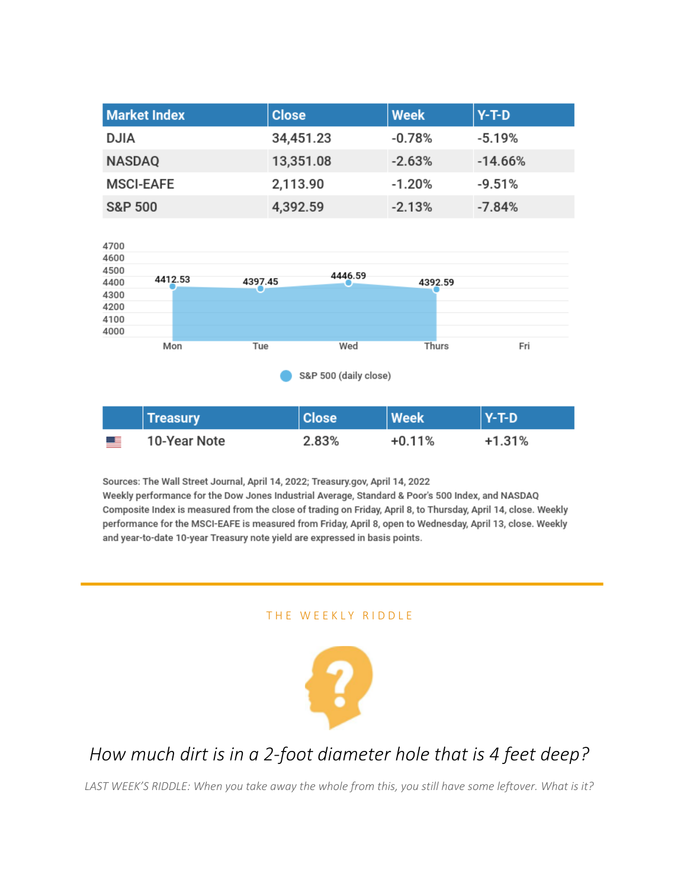| Market Index | Close | Week | Y-T-D |
|---|---|---|---|
| DJIA | 34,451.23 | -0.78% | -5.19% |
| NASDAQ | 13,351.08 | -2.63% | -14.66% |
| MSCI-EAFE | 2,113.90 | -1.20% | -9.51% |
| S&P 500 | 4,392.59 | -2.13% | -7.84% |

S&P 500 (daily close)

| Day | Close |
|---|---|
| Mon | 4412.53 |
| Tue | 4397.45 |
| Wed | 4446.59 |
| Thurs | 4392.59 |
| Fri | |

| Treasury | Close | Week | Y-T-D |
|---|---|---|---|
| 10-Year Note | 2.83% | +0.11% | +1.31% |

Sources: The Wall Street Journal, April 14, 2022; Treasury.gov, April 14, 2022
Weekly performance for the Dow Jones Industrial Average, Standard & Poor's 500 Index, and NASDAQ Composite Index is measured from the close of trading on Friday, April 8, to Thursday, April 14, close. Weekly performance for the MSCI-EAFE is measured from Friday, April 8, open to Wednesday, April 13, close. Weekly and year-to-date 10-year Treasury note yield are expressed in basis points.

---

## THE WEEKLY RIDDLE

*How much dirt is in a 2-foot diameter hole that is 4 feet deep?*

*LAST WEEK'S RIDDLE: When you take away the whole from this, you still have some leftover. What is it?*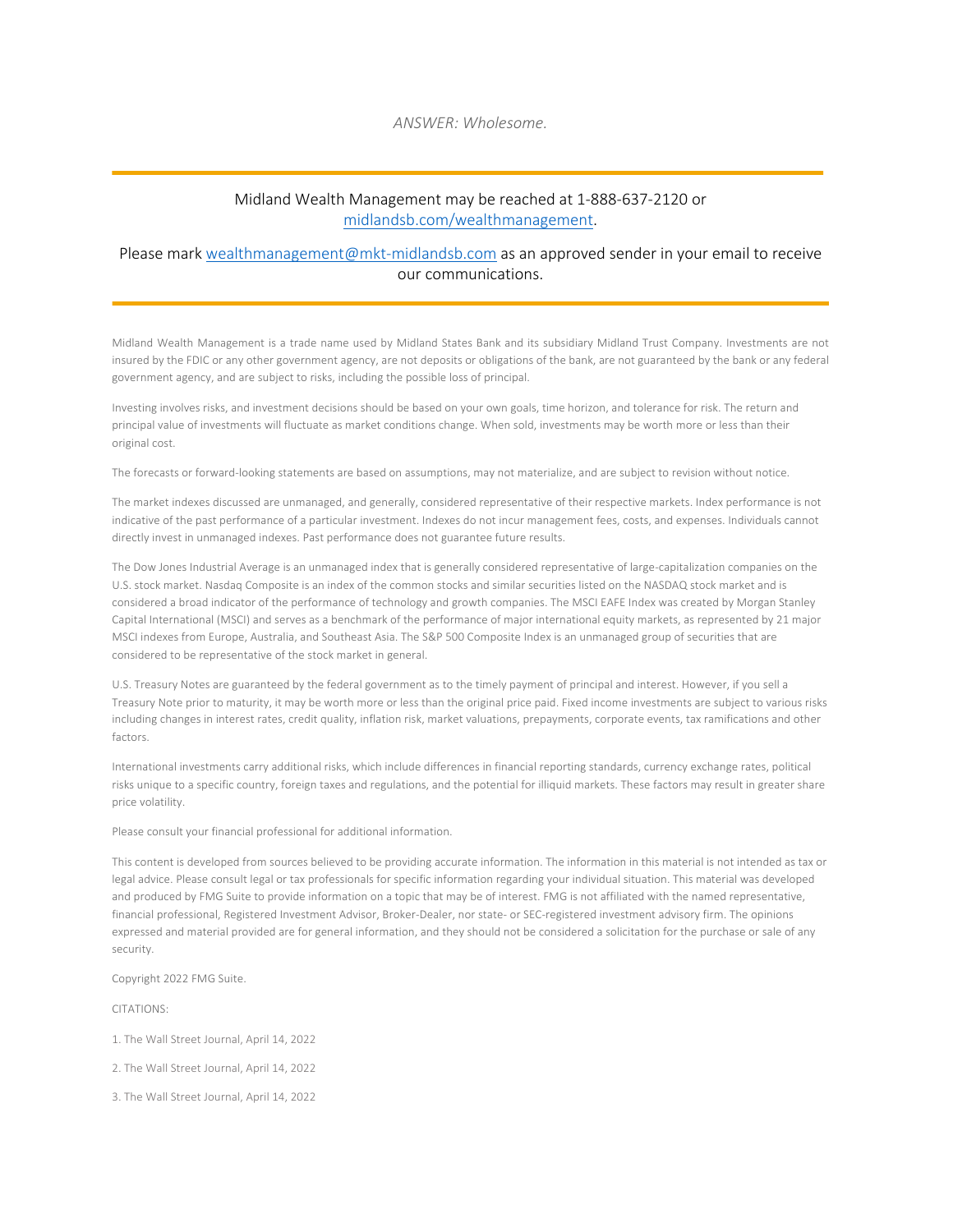*ANSWER: Wholesome.*

---

Midland Wealth Management may be reached at 1-888-637-2120 or [midlandsb.com/wealthmanagement](midlandsb.com/wealthmanagement).

Please mark [wealthmanagement@mkt-midlandsb.com](mailto:wealthmanagement@mkt-midlandsb.com) as an approved sender in your email to receive our communications.

---

Midland Wealth Management is a trade name used by Midland States Bank and its subsidiary Midland Trust Company. Investments are not insured by the FDIC or any other government agency, are not deposits or obligations of the bank, are not guaranteed by the bank or any federal government agency, and are subject to risks, including the possible loss of principal.

Investing involves risks, and investment decisions should be based on your own goals, time horizon, and tolerance for risk. The return and principal value of investments will fluctuate as market conditions change. When sold, investments may be worth more or less than their original cost.

The forecasts or forward-looking statements are based on assumptions, may not materialize, and are subject to revision without notice.

The market indexes discussed are unmanaged, and generally, considered representative of their respective markets. Index performance is not indicative of the past performance of a particular investment. Indexes do not incur management fees, costs, and expenses. Individuals cannot directly invest in unmanaged indexes. Past performance does not guarantee future results.

The Dow Jones Industrial Average is an unmanaged index that is generally considered representative of large-capitalization companies on the U.S. stock market. Nasdaq Composite is an index of the common stocks and similar securities listed on the NASDAQ stock market and is considered a broad indicator of the performance of technology and growth companies. The MSCI EAFE Index was created by Morgan Stanley Capital International (MSCI) and serves as a benchmark of the performance of major international equity markets, as represented by 21 major MSCI indexes from Europe, Australia, and Southeast Asia. The S&P 500 Composite Index is an unmanaged group of securities that are considered to be representative of the stock market in general.

U.S. Treasury Notes are guaranteed by the federal government as to the timely payment of principal and interest. However, if you sell a Treasury Note prior to maturity, it may be worth more or less than the original price paid. Fixed income investments are subject to various risks including changes in interest rates, credit quality, inflation risk, market valuations, prepayments, corporate events, tax ramifications and other factors.

International investments carry additional risks, which include differences in financial reporting standards, currency exchange rates, political risks unique to a specific country, foreign taxes and regulations, and the potential for illiquid markets. These factors may result in greater share price volatility.

Please consult your financial professional for additional information.

This content is developed from sources believed to be providing accurate information. The information in this material is not intended as tax or legal advice. Please consult legal or tax professionals for specific information regarding your individual situation. This material was developed and produced by FMG Suite to provide information on a topic that may be of interest. FMG is not affiliated with the named representative, financial professional, Registered Investment Advisor, Broker-Dealer, nor state- or SEC-registered investment advisory firm. The opinions expressed and material provided are for general information, and they should not be considered a solicitation for the purchase or sale of any security.

Copyright 2022 FMG Suite.

CITATIONS:

1. The Wall Street Journal, April 14, 2022

2. The Wall Street Journal, April 14, 2022

3. The Wall Street Journal, April 14, 2022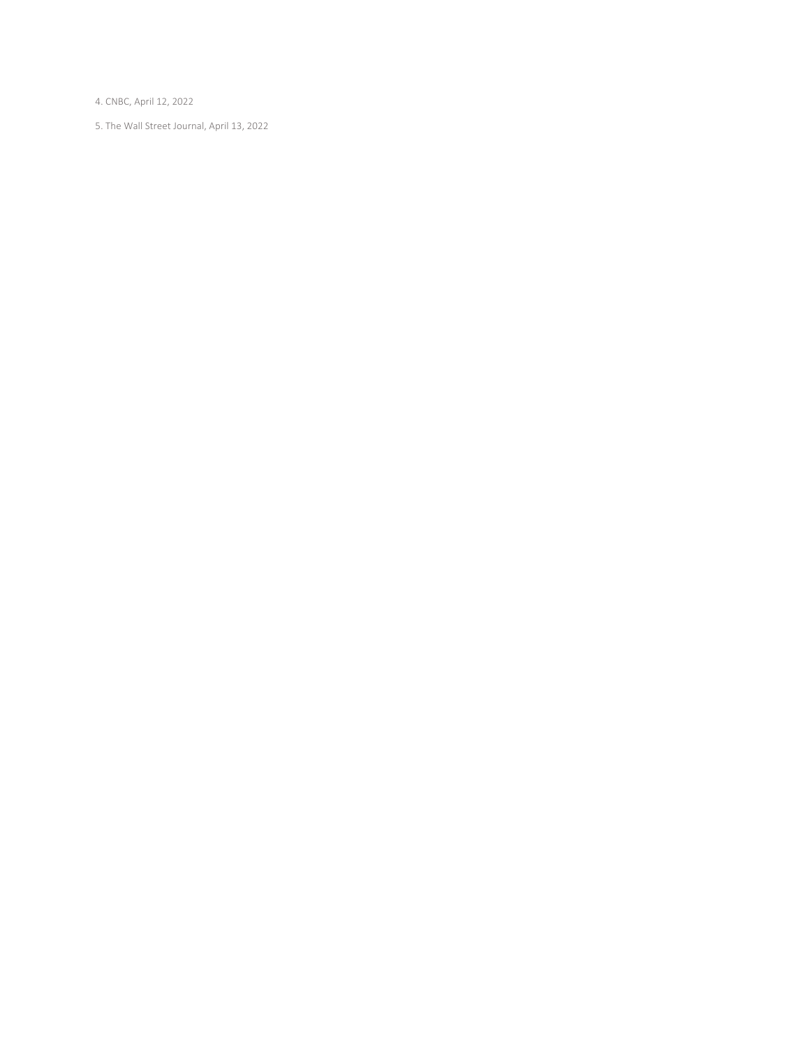4. CNBC, April 12, 2022

5. The Wall Street Journal, April 13, 2022